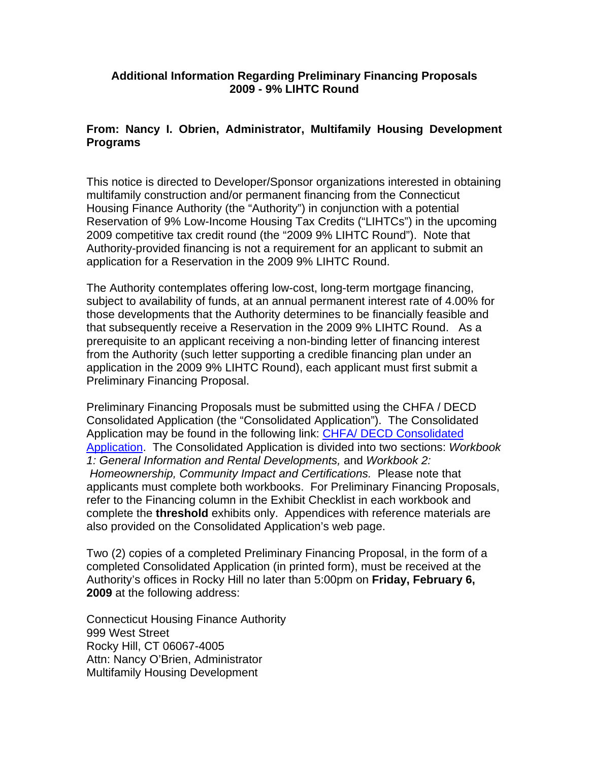**Additional Information Regarding Preliminary Financing Proposals**
**2009 - 9% LIHTC Round**

**From: Nancy I. Obrien, Administrator, Multifamily Housing Development Programs**

This notice is directed to Developer/Sponsor organizations interested in obtaining multifamily construction and/or permanent financing from the Connecticut Housing Finance Authority (the "Authority") in conjunction with a potential Reservation of 9% Low-Income Housing Tax Credits ("LIHTCs") in the upcoming 2009 competitive tax credit round (the "2009 9% LIHTC Round"). Note that Authority-provided financing is not a requirement for an applicant to submit an application for a Reservation in the 2009 9% LIHTC Round.

The Authority contemplates offering low-cost, long-term mortgage financing, subject to availability of funds, at an annual permanent interest rate of 4.00% for those developments that the Authority determines to be financially feasible and that subsequently receive a Reservation in the 2009 9% LIHTC Round. As a prerequisite to an applicant receiving a non-binding letter of financing interest from the Authority (such letter supporting a credible financing plan under an application in the 2009 9% LIHTC Round), each applicant must first submit a Preliminary Financing Proposal.

Preliminary Financing Proposals must be submitted using the CHFA / DECD Consolidated Application (the "Consolidated Application"). The Consolidated Application may be found in the following link: CHFA/ DECD Consolidated Application. The Consolidated Application is divided into two sections: *Workbook 1: General Information and Rental Developments,* and *Workbook 2: Homeownership, Community Impact and Certifications.* Please note that applicants must complete both workbooks. For Preliminary Financing Proposals, refer to the Financing column in the Exhibit Checklist in each workbook and complete the **threshold** exhibits only. Appendices with reference materials are also provided on the Consolidated Application's web page.

Two (2) copies of a completed Preliminary Financing Proposal, in the form of a completed Consolidated Application (in printed form), must be received at the Authority's offices in Rocky Hill no later than 5:00pm on **Friday, February 6, 2009** at the following address:

Connecticut Housing Finance Authority
999 West Street
Rocky Hill, CT 06067-4005
Attn: Nancy O'Brien, Administrator
Multifamily Housing Development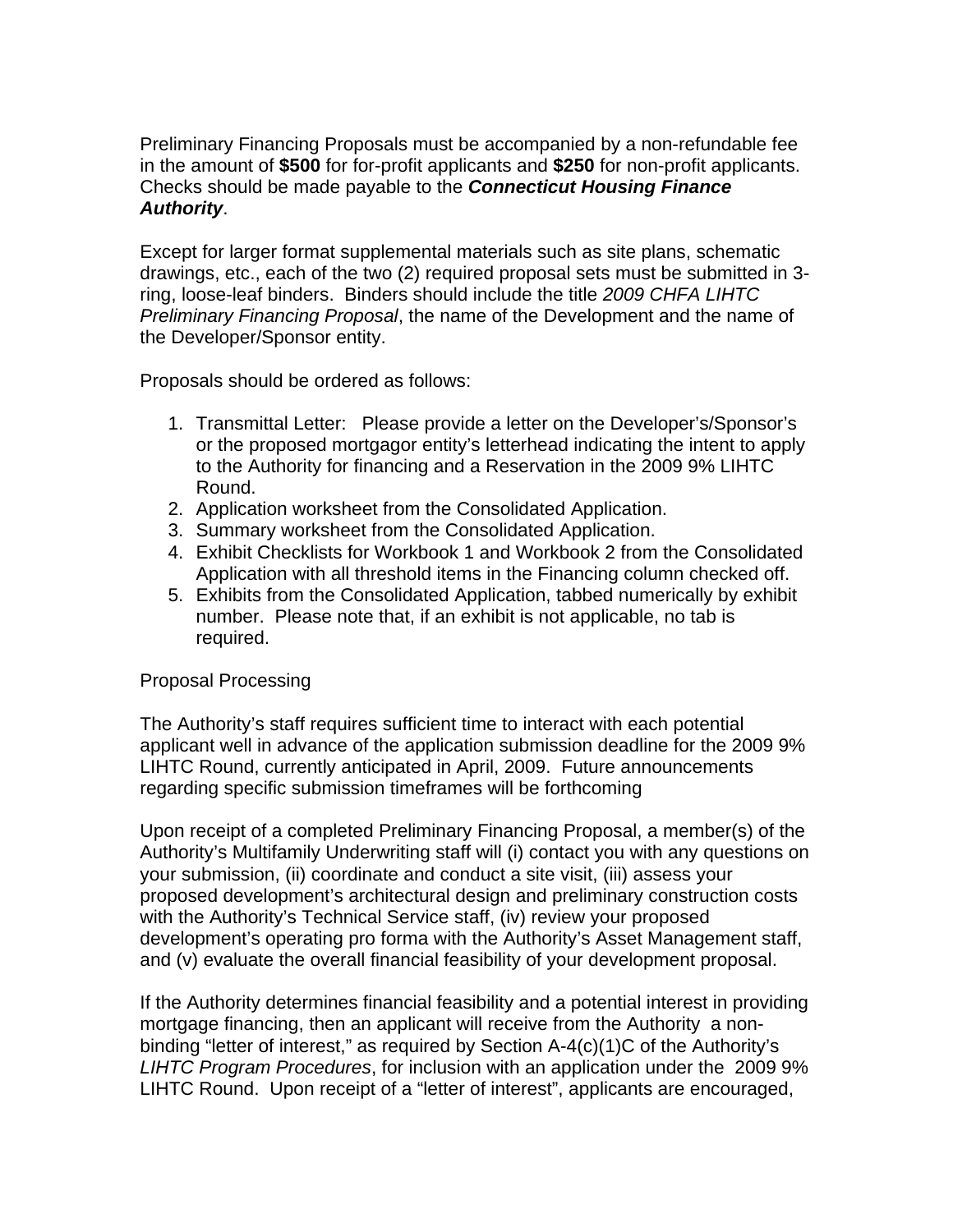Preliminary Financing Proposals must be accompanied by a non-refundable fee in the amount of **$500** for for-profit applicants and **$250** for non-profit applicants. Checks should be made payable to the ***Connecticut Housing Finance Authority***.

Except for larger format supplemental materials such as site plans, schematic drawings, etc., each of the two (2) required proposal sets must be submitted in 3-ring, loose-leaf binders. Binders should include the title *2009 CHFA LIHTC Preliminary Financing Proposal*, the name of the Development and the name of the Developer/Sponsor entity.

Proposals should be ordered as follows:

1. Transmittal Letter: Please provide a letter on the Developer's/Sponsor's or the proposed mortgagor entity's letterhead indicating the intent to apply to the Authority for financing and a Reservation in the 2009 9% LIHTC Round.
2. Application worksheet from the Consolidated Application.
3. Summary worksheet from the Consolidated Application.
4. Exhibit Checklists for Workbook 1 and Workbook 2 from the Consolidated Application with all threshold items in the Financing column checked off.
5. Exhibits from the Consolidated Application, tabbed numerically by exhibit number. Please note that, if an exhibit is not applicable, no tab is required.

Proposal Processing

The Authority's staff requires sufficient time to interact with each potential applicant well in advance of the application submission deadline for the 2009 9% LIHTC Round, currently anticipated in April, 2009. Future announcements regarding specific submission timeframes will be forthcoming

Upon receipt of a completed Preliminary Financing Proposal, a member(s) of the Authority's Multifamily Underwriting staff will (i) contact you with any questions on your submission, (ii) coordinate and conduct a site visit, (iii) assess your proposed development's architectural design and preliminary construction costs with the Authority's Technical Service staff, (iv) review your proposed development's operating pro forma with the Authority's Asset Management staff, and (v) evaluate the overall financial feasibility of your development proposal.

If the Authority determines financial feasibility and a potential interest in providing mortgage financing, then an applicant will receive from the Authority a non-binding "letter of interest," as required by Section A-4(c)(1)C of the Authority's *LIHTC Program Procedures*, for inclusion with an application under the 2009 9% LIHTC Round. Upon receipt of a "letter of interest", applicants are encouraged,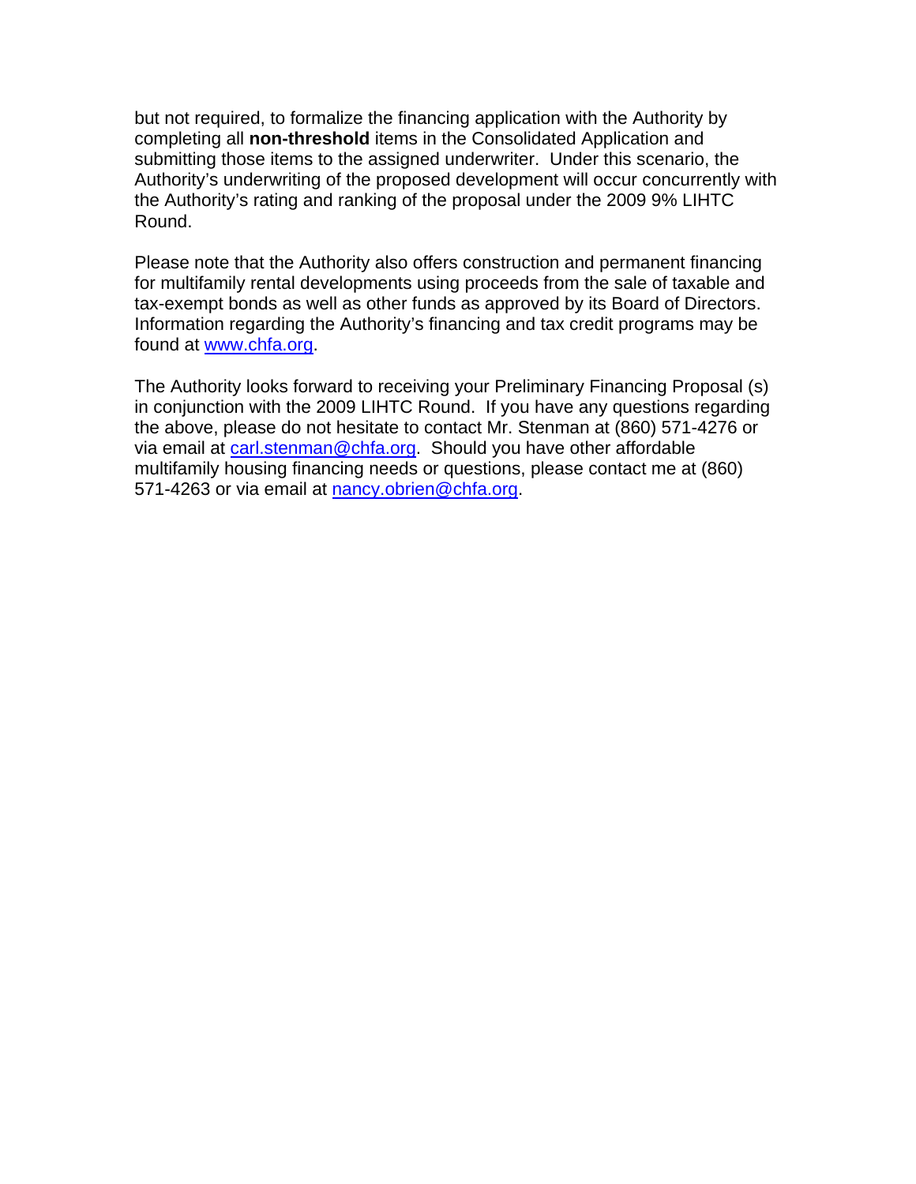but not required, to formalize the financing application with the Authority by completing all **non-threshold** items in the Consolidated Application and submitting those items to the assigned underwriter. Under this scenario, the Authority's underwriting of the proposed development will occur concurrently with the Authority's rating and ranking of the proposal under the 2009 9% LIHTC Round.

Please note that the Authority also offers construction and permanent financing for multifamily rental developments using proceeds from the sale of taxable and tax-exempt bonds as well as other funds as approved by its Board of Directors. Information regarding the Authority's financing and tax credit programs may be found at [www.chfa.org](http://www.chfa.org).

The Authority looks forward to receiving your Preliminary Financing Proposal (s) in conjunction with the 2009 LIHTC Round. If you have any questions regarding the above, please do not hesitate to contact Mr. Stenman at (860) 571-4276 or via email at [carl.stenman@chfa.org](mailto:carl.stenman@chfa.org). Should you have other affordable multifamily housing financing needs or questions, please contact me at (860) 571-4263 or via email at [nancy.obrien@chfa.org](mailto:nancy.obrien@chfa.org).